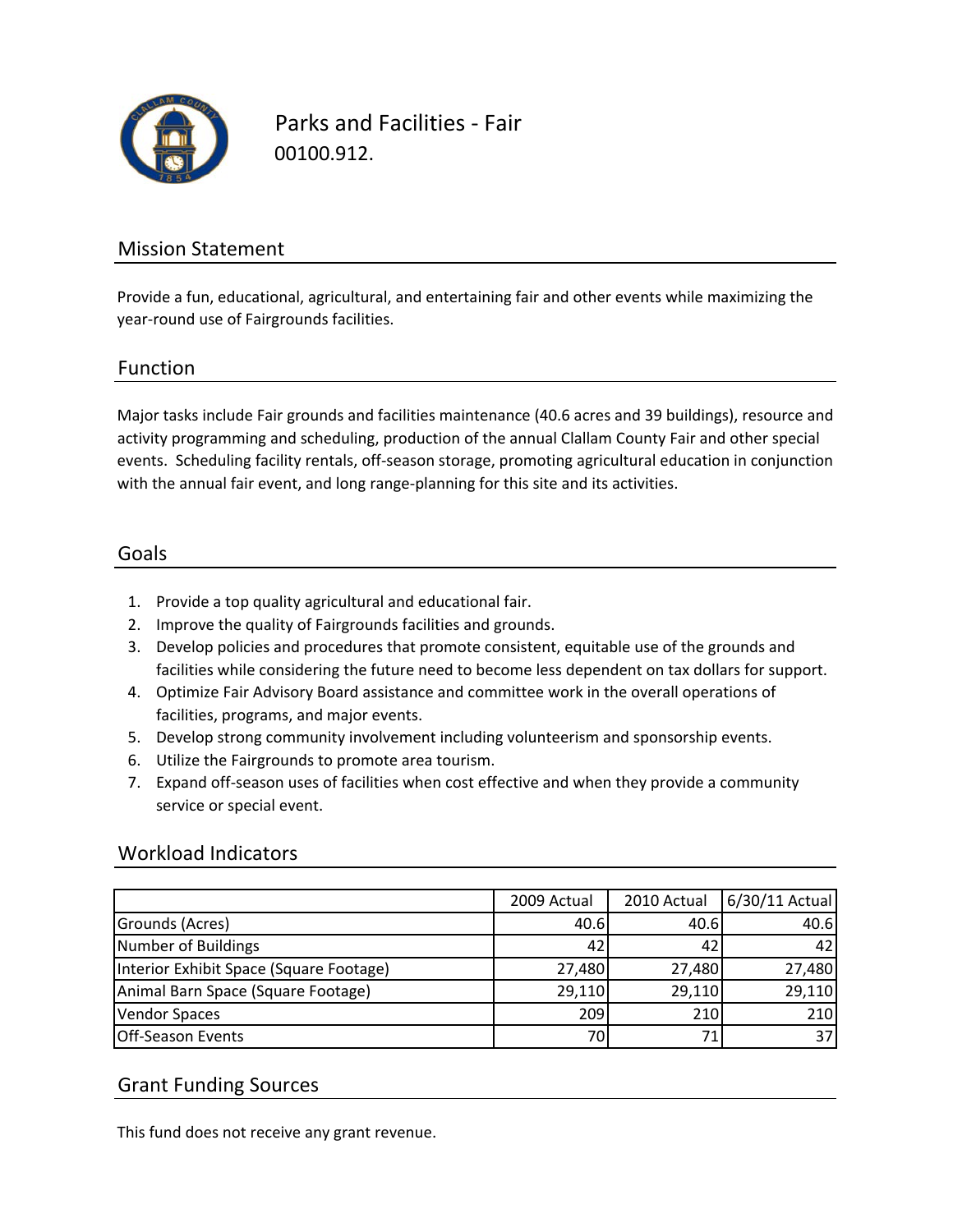# Parks and Facilities - Fair

00100.912.

## Mission Statement

Provide a fun, educational, agricultural, and entertaining fair and other events while maximizing the year-round use of Fairgrounds facilities.

## Function

Major tasks include Fair grounds and facilities maintenance (40.6 acres and 39 buildings), resource and activity programming and scheduling, production of the annual Clallam County Fair and other special events. Scheduling facility rentals, off-season storage, promoting agricultural education in conjunction with the annual fair event, and long range-planning for this site and its activities.

## Goals

1. Provide a top quality agricultural and educational fair.
2. Improve the quality of Fairgrounds facilities and grounds.
3. Develop policies and procedures that promote consistent, equitable use of the grounds and facilities while considering the future need to become less dependent on tax dollars for support.
4. Optimize Fair Advisory Board assistance and committee work in the overall operations of facilities, programs, and major events.
5. Develop strong community involvement including volunteerism and sponsorship events.
6. Utilize the Fairgrounds to promote area tourism.
7. Expand off-season uses of facilities when cost effective and when they provide a community service or special event.

## Workload Indicators

| | 2009 Actual | 2010 Actual | 6/30/11 Actual |
|---|---|---|---|
| Grounds (Acres) | 40.6 | 40.6 | 40.6 |
| Number of Buildings | 42 | 42 | 42 |
| Interior Exhibit Space (Square Footage) | 27,480 | 27,480 | 27,480 |
| Animal Barn Space (Square Footage) | 29,110 | 29,110 | 29,110 |
| Vendor Spaces | 209 | 210 | 210 |
| Off-Season Events | 70 | 71 | 37 |

## Grant Funding Sources

This fund does not receive any grant revenue.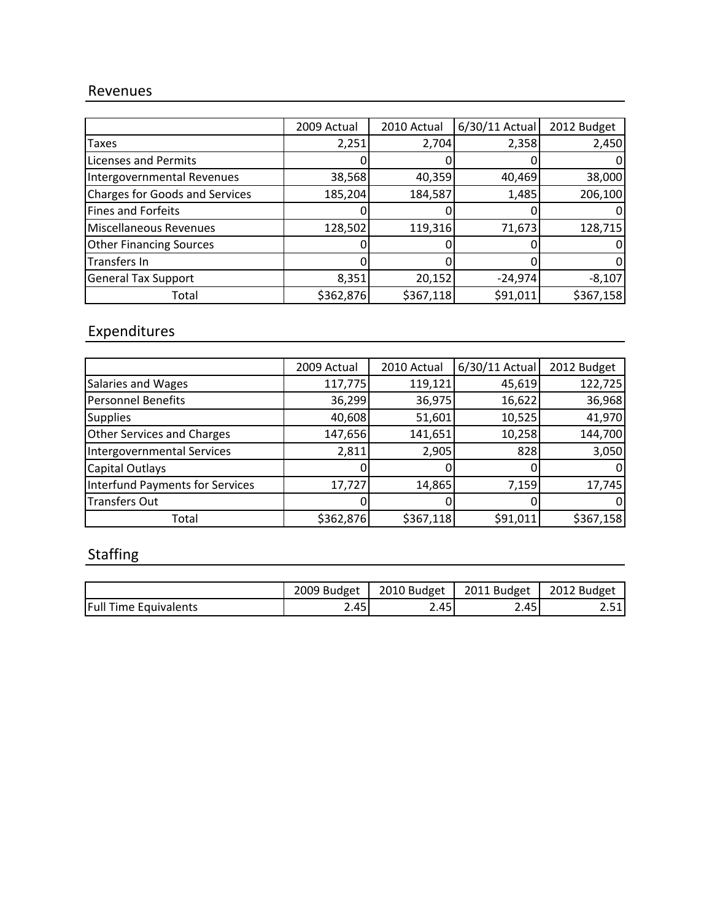## Revenues

| | 2009 Actual | 2010 Actual | 6/30/11 Actual | 2012 Budget |
|---|---|---|---|---|
| Taxes | 2,251 | 2,704 | 2,358 | 2,450 |
| Licenses and Permits | 0 | 0 | 0 | 0 |
| Intergovernmental Revenues | 38,568 | 40,359 | 40,469 | 38,000 |
| Charges for Goods and Services | 185,204 | 184,587 | 1,485 | 206,100 |
| Fines and Forfeits | 0 | 0 | 0 | 0 |
| Miscellaneous Revenues | 128,502 | 119,316 | 71,673 | 128,715 |
| Other Financing Sources | 0 | 0 | 0 | 0 |
| Transfers In | 0 | 0 | 0 | 0 |
| General Tax Support | 8,351 | 20,152 | -24,974 | -8,107 |
| Total | $362,876 | $367,118 | $91,011 | $367,158 |

## Expenditures

| | 2009 Actual | 2010 Actual | 6/30/11 Actual | 2012 Budget |
|---|---|---|---|---|
| Salaries and Wages | 117,775 | 119,121 | 45,619 | 122,725 |
| Personnel Benefits | 36,299 | 36,975 | 16,622 | 36,968 |
| Supplies | 40,608 | 51,601 | 10,525 | 41,970 |
| Other Services and Charges | 147,656 | 141,651 | 10,258 | 144,700 |
| Intergovernmental Services | 2,811 | 2,905 | 828 | 3,050 |
| Capital Outlays | 0 | 0 | 0 | 0 |
| Interfund Payments for Services | 17,727 | 14,865 | 7,159 | 17,745 |
| Transfers Out | 0 | 0 | 0 | 0 |
| Total | $362,876 | $367,118 | $91,011 | $367,158 |

## Staffing

| | 2009 Budget | 2010 Budget | 2011 Budget | 2012 Budget |
|---|---|---|---|---|
| Full Time Equivalents | 2.45 | 2.45 | 2.45 | 2.51 |